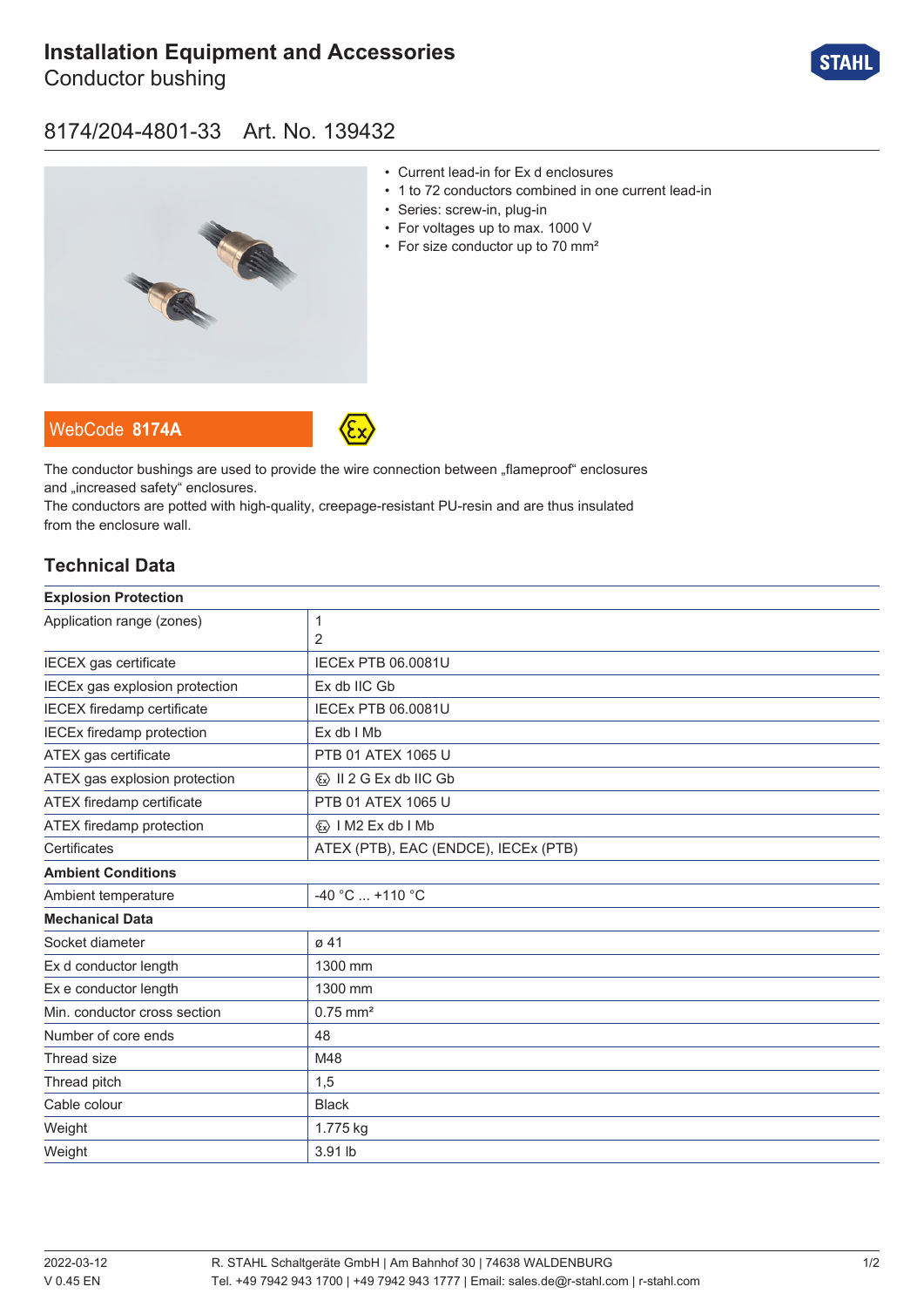# Installation Equipment and Accessories

## Conductor bushing

## 8174/204-4801-33 Art. No. 139432

- Current lead-in for Ex d enclosures
- 1 to 72 conductors combined in one current lead-in
- Series: screw-in, plug-in
- For voltages up to max. 1000 V
- For size conductor up to 70 mm²

WebCode **8174A**

The conductor bushings are used to provide the wire connection between „flameproof" enclosures and „increased safety" enclosures.
The conductors are potted with high-quality, creepage-resistant PU-resin and are thus insulated from the enclosure wall.

## Technical Data

| **Explosion Protection** | |
|---|---|
| Application range (zones) | 1<br>2 |
| IECEX gas certificate | IECEx PTB 06.0081U |
| IECEx gas explosion protection | Ex db IIC Gb |
| IECEX firedamp certificate | IECEx PTB 06.0081U |
| IECEx firedamp protection | Ex db I Mb |
| ATEX gas certificate | PTB 01 ATEX 1065 U |
| ATEX gas explosion protection | Ⓔx II 2 G Ex db IIC Gb |
| ATEX firedamp certificate | PTB 01 ATEX 1065 U |
| ATEX firedamp protection | Ⓔx I M2 Ex db I Mb |
| Certificates | ATEX (PTB), EAC (ENDCE), IECEx (PTB) |
| **Ambient Conditions** | |
| Ambient temperature | -40 °C ... +110 °C |
| **Mechanical Data** | |
| Socket diameter | ø 41 |
| Ex d conductor length | 1300 mm |
| Ex e conductor length | 1300 mm |
| Min. conductor cross section | 0.75 mm² |
| Number of core ends | 48 |
| Thread size | M48 |
| Thread pitch | 1,5 |
| Cable colour | Black |
| Weight | 1.775 kg |
| Weight | 3.91 lb |

2022-03-12
V 0.45 EN

R. STAHL Schaltgeräte GmbH | Am Bahnhof 30 | 74638 WALDENBURG
Tel. +49 7942 943 1700 | +49 7942 943 1777 | Email: sales.de@r-stahl.com | r-stahl.com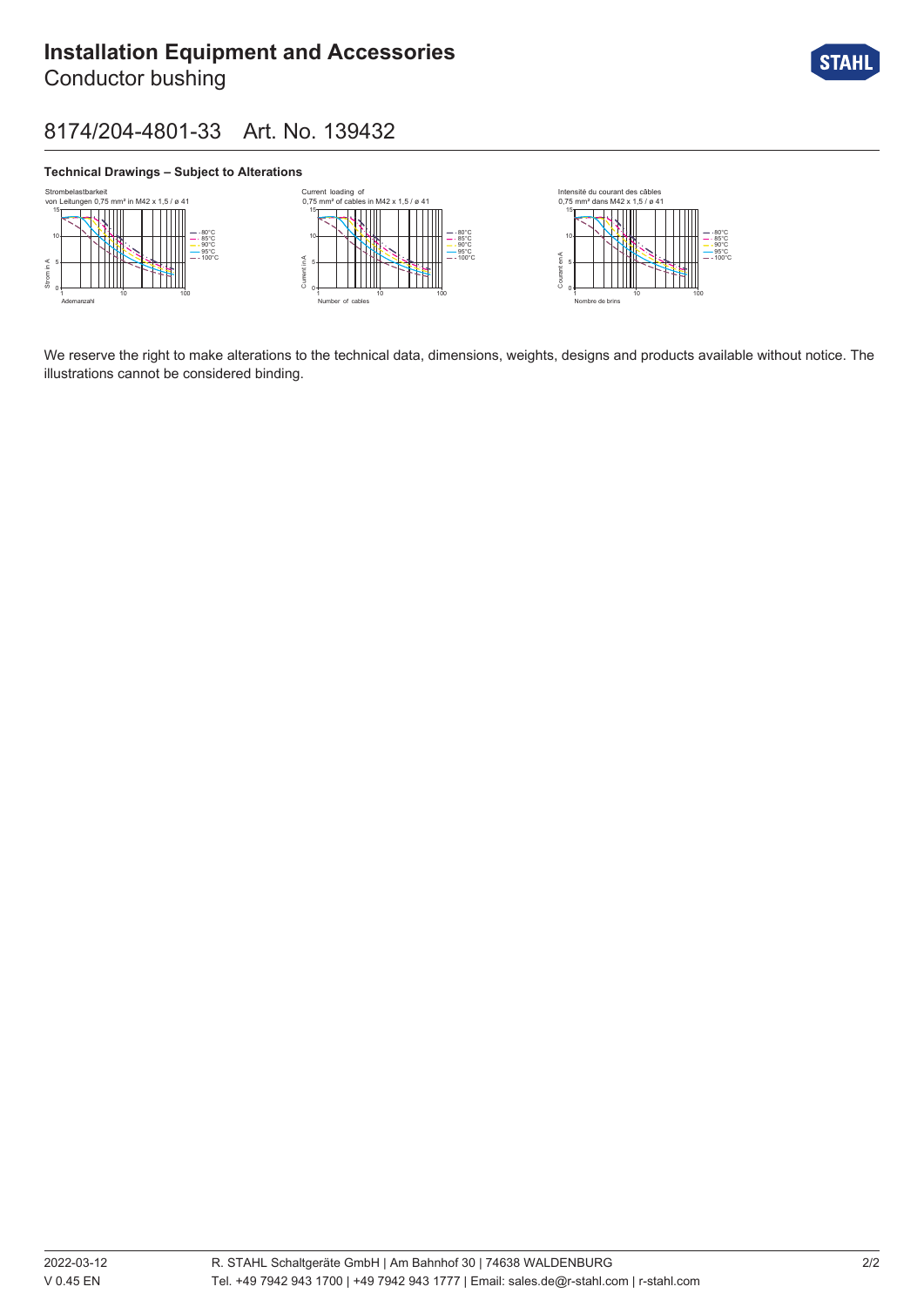# Installation Equipment and Accessories

Conductor bushing

## 8174/204-4801-33 Art. No. 139432

**Technical Drawings – Subject to Alterations**

Strombelastbarkeit
von Leitungen 0,75 mm² in M42 x 1,5 / ø 41
15
10
5
0
Strom in A
1
10
100
Aderanzahl
80°C
85°C
90°C
95°C
100°C

Current loading of
0,75 mm² of cables in M42 x 1,5 / ø 41
15
10
5
0
Current in A
1
10
100
Number of cables
80°C
85°C
90°C
95°C
100°C

Intensité du courant des câbles
0,75 mm² dans M42 x 1,5 / ø 41
15
10
5
0
Courant en A
1
10
100
Nombre de brins
80°C
85°C
90°C
95°C
100°C

We reserve the right to make alterations to the technical data, dimensions, weights, designs and products available without notice. The illustrations cannot be considered binding.